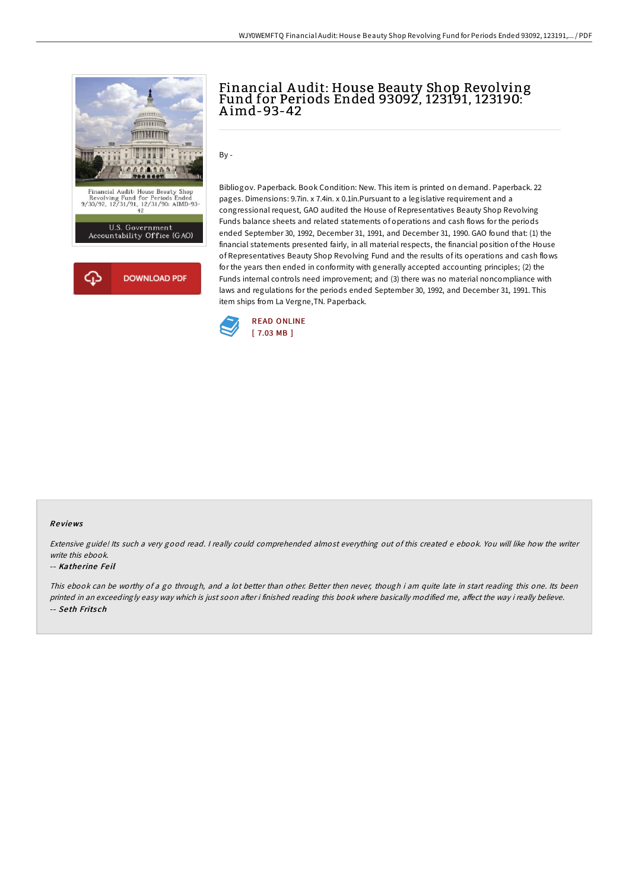# Financial Audit: House Beauty Shop Revolving Fund for Periods Ended 93092, 123191, 123190: Aimd-93-42

By -

Bibliogov. Paperback. Book Condition: New. This item is printed on demand. Paperback. 22 pages. Dimensions: 9.7in. x 7.4in. x 0.1in.Pursuant to a legislative requirement and a congressional request, GAO audited the House of Representatives Beauty Shop Revolving Funds balance sheets and related statements of operations and cash flows for the periods ended September 30, 1992, December 31, 1991, and December 31, 1990. GAO found that: (1) the financial statements presented fairly, in all material respects, the financial position of the House of Representatives Beauty Shop Revolving Fund and the results of its operations and cash flows for the years then ended in conformity with generally accepted accounting principles; (2) the Funds internal controls need improvement; and (3) there was no material noncompliance with laws and regulations for the periods ended September 30, 1992, and December 31, 1991. This item ships from La Vergne,TN. Paperback.

READ ONLINE
[ 7.03 MB ]

## Reviews

*Extensive guide! Its such a very good read. I really could comprehended almost everything out of this created e ebook. You will like how the writer write this ebook.*

-- *Katherine Feil*

*This ebook can be worthy of a go through, and a lot better than other. Better then never, though i am quite late in start reading this one. Its been printed in an exceedingly easy way which is just soon after i finished reading this book where basically modified me, affect the way i really believe.*

-- *Seth Fritsch*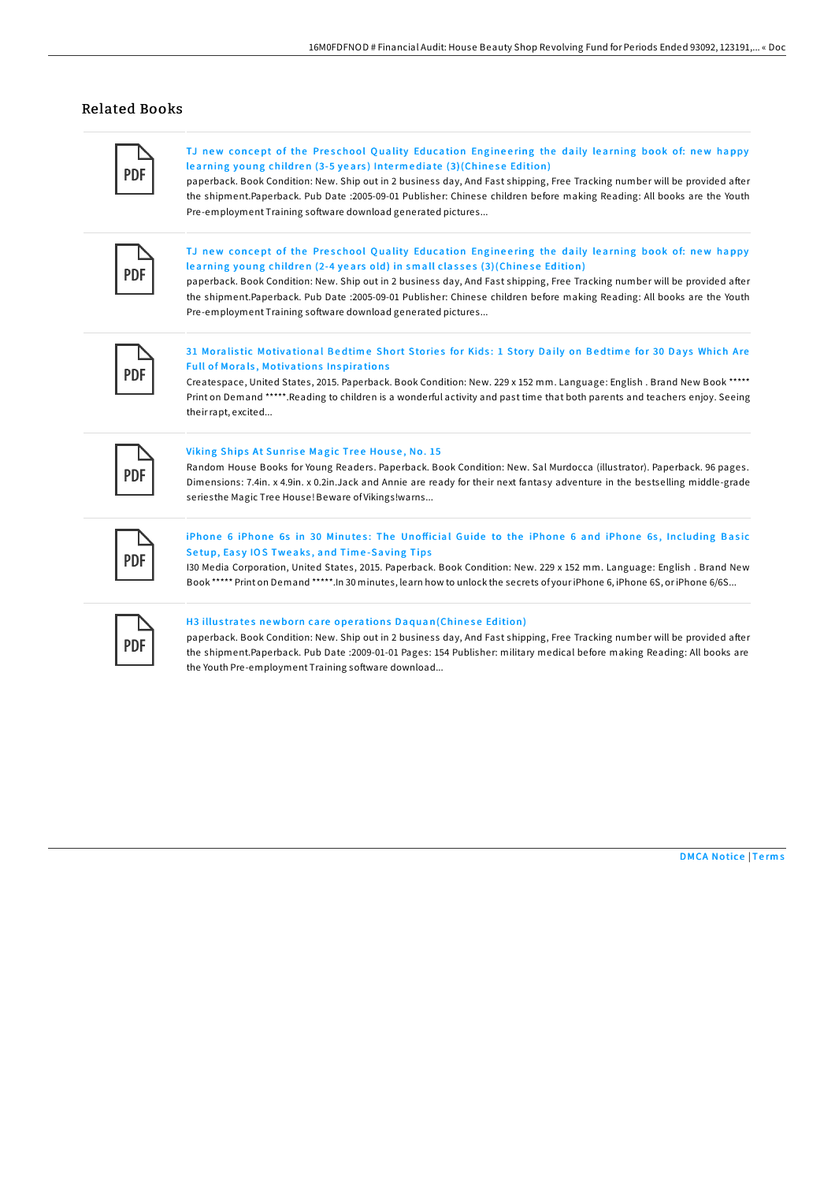## Related Books

**TJ new concept of the Preschool Quality Education Engineering the daily learning book of: new happy learning young children (3-5 years) Intermediate (3)(Chinese Edition)**

paperback. Book Condition: New. Ship out in 2 business day, And Fast shipping, Free Tracking number will be provided after the shipment.Paperback. Pub Date :2005-09-01 Publisher: Chinese children before making Reading: All books are the Youth Pre-employment Training software download generated pictures...

**TJ new concept of the Preschool Quality Education Engineering the daily learning book of: new happy learning young children (2-4 years old) in small classes (3)(Chinese Edition)**

paperback. Book Condition: New. Ship out in 2 business day, And Fast shipping, Free Tracking number will be provided after the shipment.Paperback. Pub Date :2005-09-01 Publisher: Chinese children before making Reading: All books are the Youth Pre-employment Training software download generated pictures...

**31 Moralistic Motivational Bedtime Short Stories for Kids: 1 Story Daily on Bedtime for 30 Days Which Are Full of Morals, Motivations Inspirations**

Createspace, United States, 2015. Paperback. Book Condition: New. 229 x 152 mm. Language: English . Brand New Book ***** Print on Demand *****.Reading to children is a wonderful activity and past time that both parents and teachers enjoy. Seeing their rapt, excited...

**Viking Ships At Sunrise Magic Tree House, No. 15**

Random House Books for Young Readers. Paperback. Book Condition: New. Sal Murdocca (illustrator). Paperback. 96 pages. Dimensions: 7.4in. x 4.9in. x 0.2in.Jack and Annie are ready for their next fantasy adventure in the bestselling middle-grade seriesthe Magic Tree House! Beware of Vikings!warns...

**iPhone 6 iPhone 6s in 30 Minutes: The Unofficial Guide to the iPhone 6 and iPhone 6s, Including Basic Setup, Easy IOS Tweaks, and Time-Saving Tips**

I30 Media Corporation, United States, 2015. Paperback. Book Condition: New. 229 x 152 mm. Language: English . Brand New Book ***** Print on Demand *****.In 30 minutes, learn how to unlock the secrets of your iPhone 6, iPhone 6S, or iPhone 6/6S...

**H3 illustrates newborn care operations Daquan(Chinese Edition)**

paperback. Book Condition: New. Ship out in 2 business day, And Fast shipping, Free Tracking number will be provided after the shipment.Paperback. Pub Date :2009-01-01 Pages: 154 Publisher: military medical before making Reading: All books are the Youth Pre-employment Training software download...

DMCA Notice | Terms